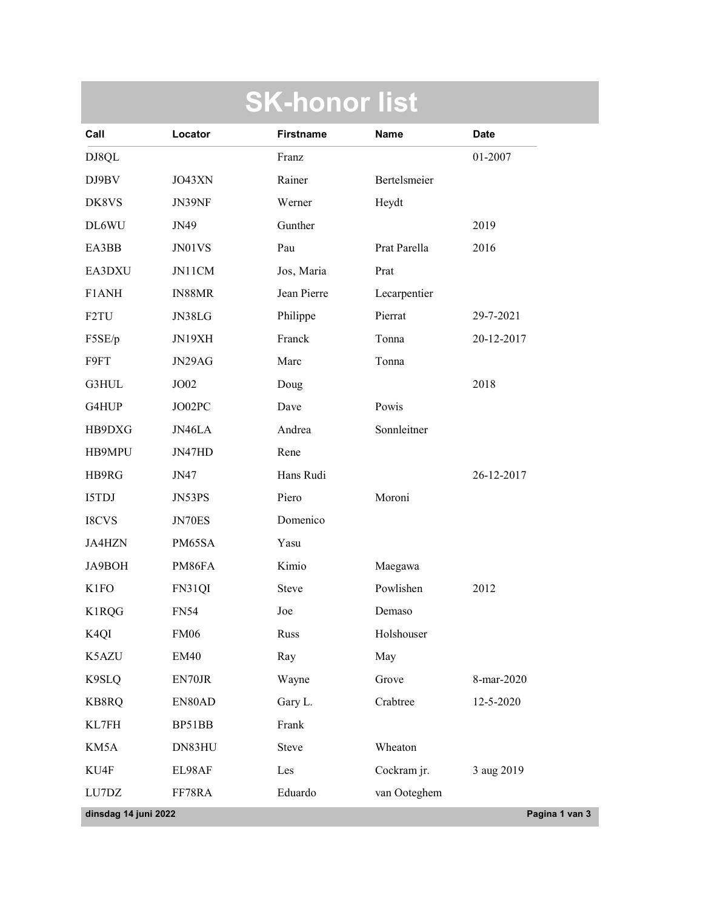# SK-honor list

| Call | Locator | Firstname | Name | Date |
|---|---|---|---|---|
| DJ8QL | | Franz | | 01-2007 |
| DJ9BV | JO43XN | Rainer | Bertelsmeier | |
| DK8VS | JN39NF | Werner | Heydt | |
| DL6WU | JN49 | Gunther | | 2019 |
| EA3BB | JN01VS | Pau | Prat Parella | 2016 |
| EA3DXU | JN11CM | Jos, Maria | Prat | |
| F1ANH | IN88MR | Jean Pierre | Lecarpentier | |
| F2TU | JN38LG | Philippe | Pierrat | 29-7-2021 |
| F5SE/p | JN19XH | Franck | Tonna | 20-12-2017 |
| F9FT | JN29AG | Marc | Tonna | |
| G3HUL | JO02 | Doug | | 2018 |
| G4HUP | JO02PC | Dave | Powis | |
| HB9DXG | JN46LA | Andrea | Sonnleitner | |
| HB9MPU | JN47HD | Rene | | |
| HB9RG | JN47 | Hans Rudi | | 26-12-2017 |
| I5TDJ | JN53PS | Piero | Moroni | |
| I8CVS | JN70ES | Domenico | | |
| JA4HZN | PM65SA | Yasu | | |
| JA9BOH | PM86FA | Kimio | Maegawa | |
| K1FO | FN31QI | Steve | Powlishen | 2012 |
| K1RQG | FN54 | Joe | Demaso | |
| K4QI | FM06 | Russ | Holshouser | |
| K5AZU | EM40 | Ray | May | |
| K9SLQ | EN70JR | Wayne | Grove | 8-mar-2020 |
| KB8RQ | EN80AD | Gary L. | Crabtree | 12-5-2020 |
| KL7FH | BP51BB | Frank | | |
| KM5A | DN83HU | Steve | Wheaton | |
| KU4F | EL98AF | Les | Cockram jr. | 3 aug 2019 |
| LU7DZ | FF78RA | Eduardo | van Ooteghem | |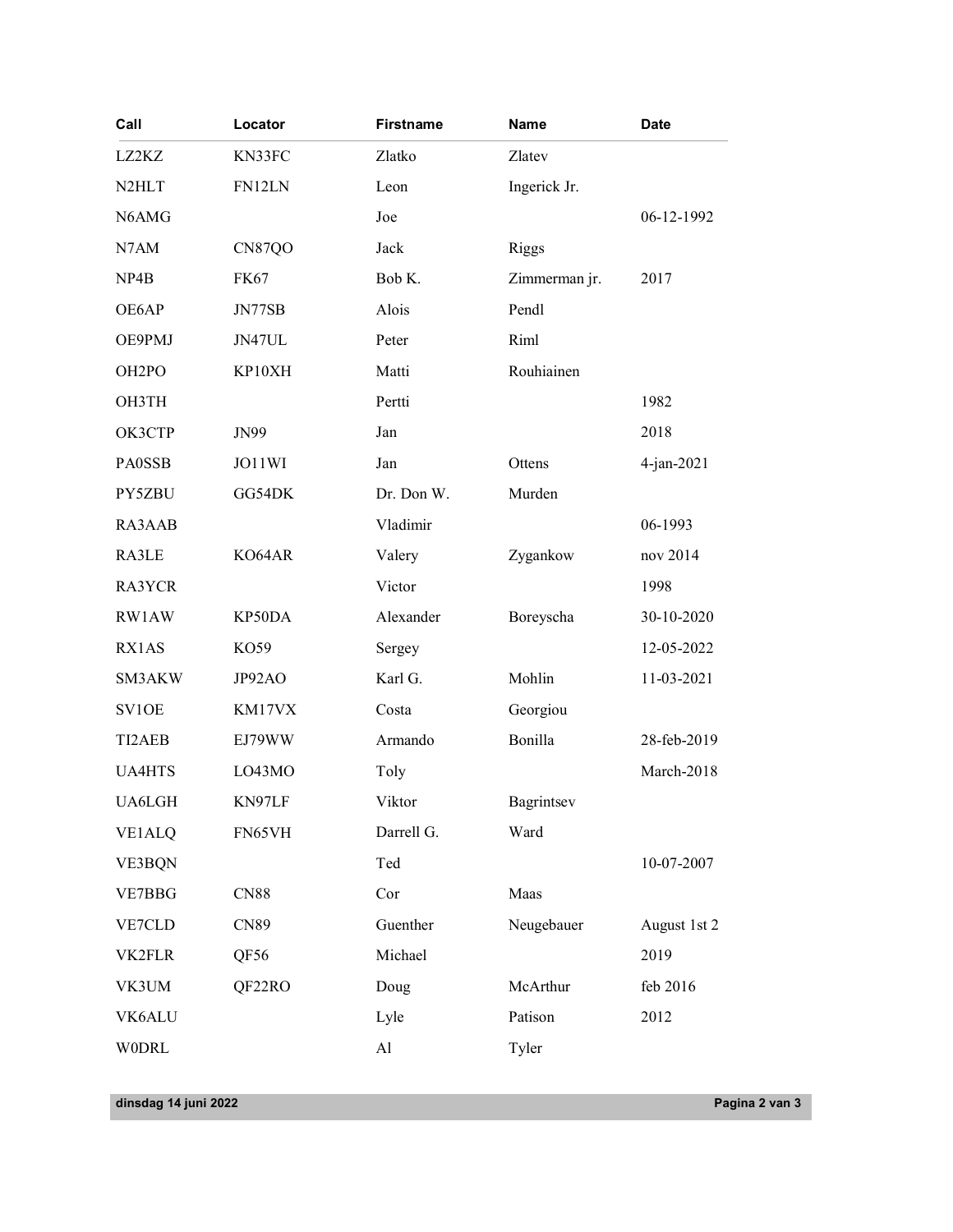| Call | Locator | Firstname | Name | Date |
| --- | --- | --- | --- | --- |
| LZ2KZ | KN33FC | Zlatko | Zlatev | |
| N2HLT | FN12LN | Leon | Ingerick Jr. | |
| N6AMG | | Joe | | 06-12-1992 |
| N7AM | CN87QO | Jack | Riggs | |
| NP4B | FK67 | Bob K. | Zimmerman jr. | 2017 |
| OE6AP | JN77SB | Alois | Pendl | |
| OE9PMJ | JN47UL | Peter | Riml | |
| OH2PO | KP10XH | Matti | Rouhiainen | |
| OH3TH | | Pertti | | 1982 |
| OK3CTP | JN99 | Jan | | 2018 |
| PA0SSB | JO11WI | Jan | Ottens | 4-jan-2021 |
| PY5ZBU | GG54DK | Dr. Don W. | Murden | |
| RA3AAB | | Vladimir | | 06-1993 |
| RA3LE | KO64AR | Valery | Zygankow | nov 2014 |
| RA3YCR | | Victor | | 1998 |
| RW1AW | KP50DA | Alexander | Boreyscha | 30-10-2020 |
| RX1AS | KO59 | Sergey | | 12-05-2022 |
| SM3AKW | JP92AO | Karl G. | Mohlin | 11-03-2021 |
| SV1OE | KM17VX | Costa | Georgiou | |
| TI2AEB | EJ79WW | Armando | Bonilla | 28-feb-2019 |
| UA4HTS | LO43MO | Toly | | March-2018 |
| UA6LGH | KN97LF | Viktor | Bagrintsev | |
| VE1ALQ | FN65VH | Darrell G. | Ward | |
| VE3BQN | | Ted | | 10-07-2007 |
| VE7BBG | CN88 | Cor | Maas | |
| VE7CLD | CN89 | Guenther | Neugebauer | August 1st 2 |
| VK2FLR | QF56 | Michael | | 2019 |
| VK3UM | QF22RO | Doug | McArthur | feb 2016 |
| VK6ALU | | Lyle | Patison | 2012 |
| W0DRL | | Al | Tyler | |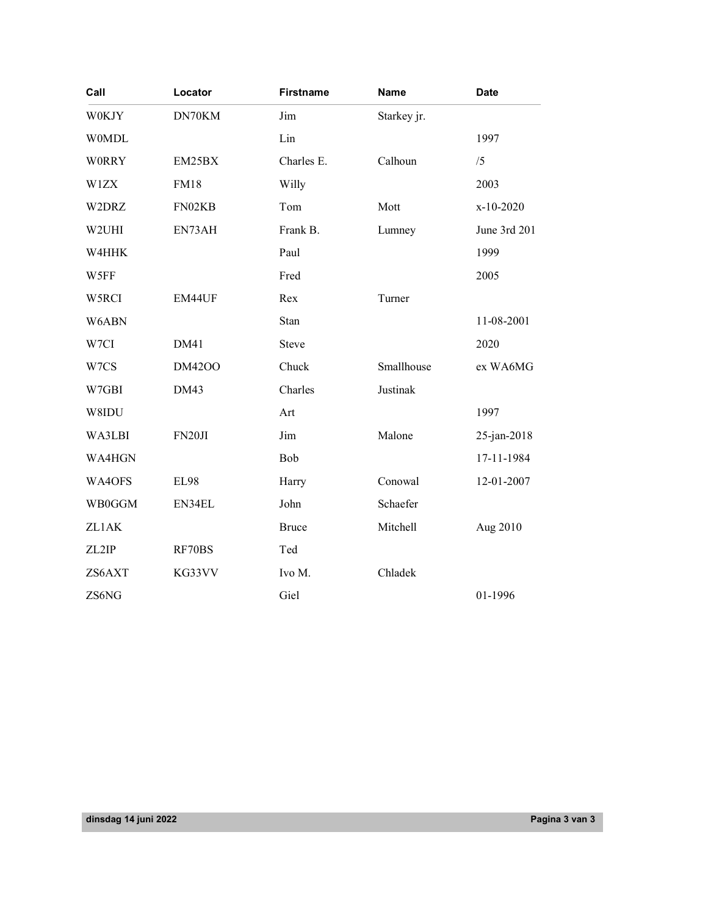| Call | Locator | Firstname | Name | Date |
|---|---|---|---|---|
| W0KJY | DN70KM | Jim | Starkey jr. | |
| W0MDL | | Lin | | 1997 |
| W0RRY | EM25BX | Charles E. | Calhoun | /5 |
| W1ZX | FM18 | Willy | | 2003 |
| W2DRZ | FN02KB | Tom | Mott | x-10-2020 |
| W2UHI | EN73AH | Frank B. | Lumney | June 3rd 201 |
| W4HHK | | Paul | | 1999 |
| W5FF | | Fred | | 2005 |
| W5RCI | EM44UF | Rex | Turner | |
| W6ABN | | Stan | | 11-08-2001 |
| W7CI | DM41 | Steve | | 2020 |
| W7CS | DM42OO | Chuck | Smallhouse | ex WA6MG |
| W7GBI | DM43 | Charles | Justinak | |
| W8IDU | | Art | | 1997 |
| WA3LBI | FN20JI | Jim | Malone | 25-jan-2018 |
| WA4HGN | | Bob | | 17-11-1984 |
| WA4OFS | EL98 | Harry | Conowal | 12-01-2007 |
| WB0GGM | EN34EL | John | Schaefer | |
| ZL1AK | | Bruce | Mitchell | Aug 2010 |
| ZL2IP | RF70BS | Ted | | |
| ZS6AXT | KG33VV | Ivo M. | Chladek | |
| ZS6NG | | Giel | | 01-1996 |